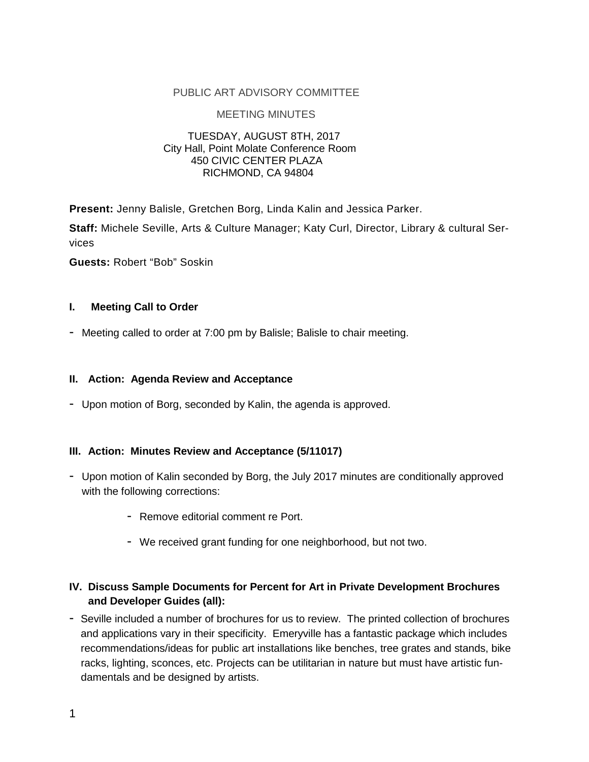PUBLIC ART ADVISORY COMMITTEE

MEETING MINUTES

TUESDAY, AUGUST 8TH, 2017
City Hall, Point Molate Conference Room
450 CIVIC CENTER PLAZA
RICHMOND, CA 94804

**Present:** Jenny Balisle, Gretchen Borg, Linda Kalin and Jessica Parker.

**Staff:** Michele Seville, Arts & Culture Manager; Katy Curl, Director, Library & cultural Services

**Guests:** Robert "Bob" Soskin

### I. Meeting Call to Order

- Meeting called to order at 7:00 pm by Balisle; Balisle to chair meeting.

### II. Action: Agenda Review and Acceptance

- Upon motion of Borg, seconded by Kalin, the agenda is approved.

### III. Action: Minutes Review and Acceptance (5/11017)

- Upon motion of Kalin seconded by Borg, the July 2017 minutes are conditionally approved with the following corrections:
  - Remove editorial comment re Port.
  - We received grant funding for one neighborhood, but not two.

### IV. Discuss Sample Documents for Percent for Art in Private Development Brochures and Developer Guides (all):

- Seville included a number of brochures for us to review. The printed collection of brochures and applications vary in their specificity. Emeryville has a fantastic package which includes recommendations/ideas for public art installations like benches, tree grates and stands, bike racks, lighting, sconces, etc. Projects can be utilitarian in nature but must have artistic fundamentals and be designed by artists.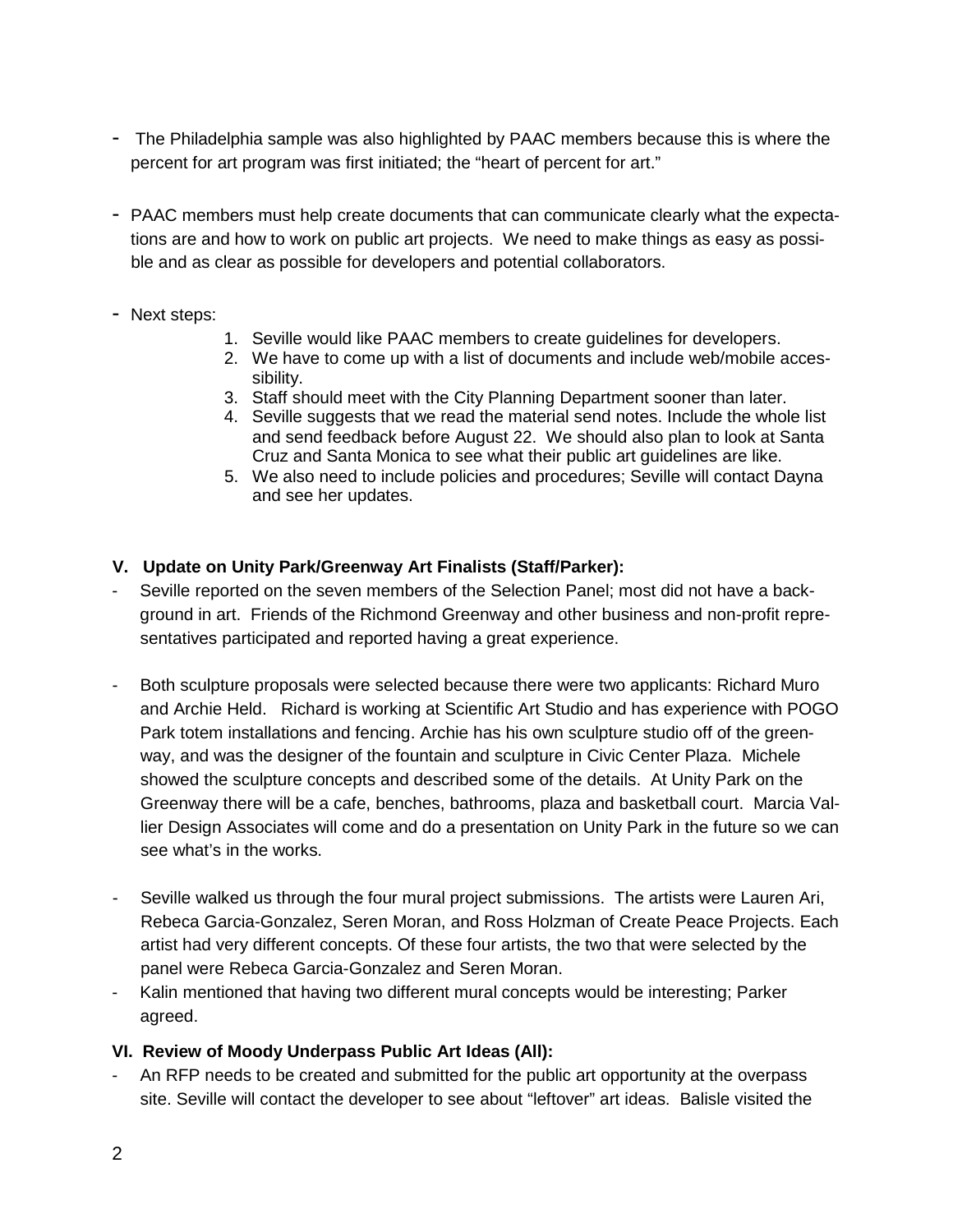- The Philadelphia sample was also highlighted by PAAC members because this is where the percent for art program was first initiated; the "heart of percent for art."

- PAAC members must help create documents that can communicate clearly what the expectations are and how to work on public art projects. We need to make things as easy as possible and as clear as possible for developers and potential collaborators.

- Next steps:
    1. Seville would like PAAC members to create guidelines for developers.
    2. We have to come up with a list of documents and include web/mobile accessibility.
    3. Staff should meet with the City Planning Department sooner than later.
    4. Seville suggests that we read the material send notes. Include the whole list and send feedback before August 22. We should also plan to look at Santa Cruz and Santa Monica to see what their public art guidelines are like.
    5. We also need to include policies and procedures; Seville will contact Dayna and see her updates.

### V. Update on Unity Park/Greenway Art Finalists (Staff/Parker):

- Seville reported on the seven members of the Selection Panel; most did not have a background in art. Friends of the Richmond Greenway and other business and non-profit representatives participated and reported having a great experience.

- Both sculpture proposals were selected because there were two applicants: Richard Muro and Archie Held. Richard is working at Scientific Art Studio and has experience with POGO Park totem installations and fencing. Archie has his own sculpture studio off of the greenway, and was the designer of the fountain and sculpture in Civic Center Plaza. Michele showed the sculpture concepts and described some of the details. At Unity Park on the Greenway there will be a cafe, benches, bathrooms, plaza and basketball court. Marcia Vallier Design Associates will come and do a presentation on Unity Park in the future so we can see what's in the works.

- Seville walked us through the four mural project submissions. The artists were Lauren Ari, Rebeca Garcia-Gonzalez, Seren Moran, and Ross Holzman of Create Peace Projects. Each artist had very different concepts. Of these four artists, the two that were selected by the panel were Rebeca Garcia-Gonzalez and Seren Moran.
- Kalin mentioned that having two different mural concepts would be interesting; Parker agreed.

### VI. Review of Moody Underpass Public Art Ideas (All):

- An RFP needs to be created and submitted for the public art opportunity at the overpass site. Seville will contact the developer to see about "leftover" art ideas. Balisle visited the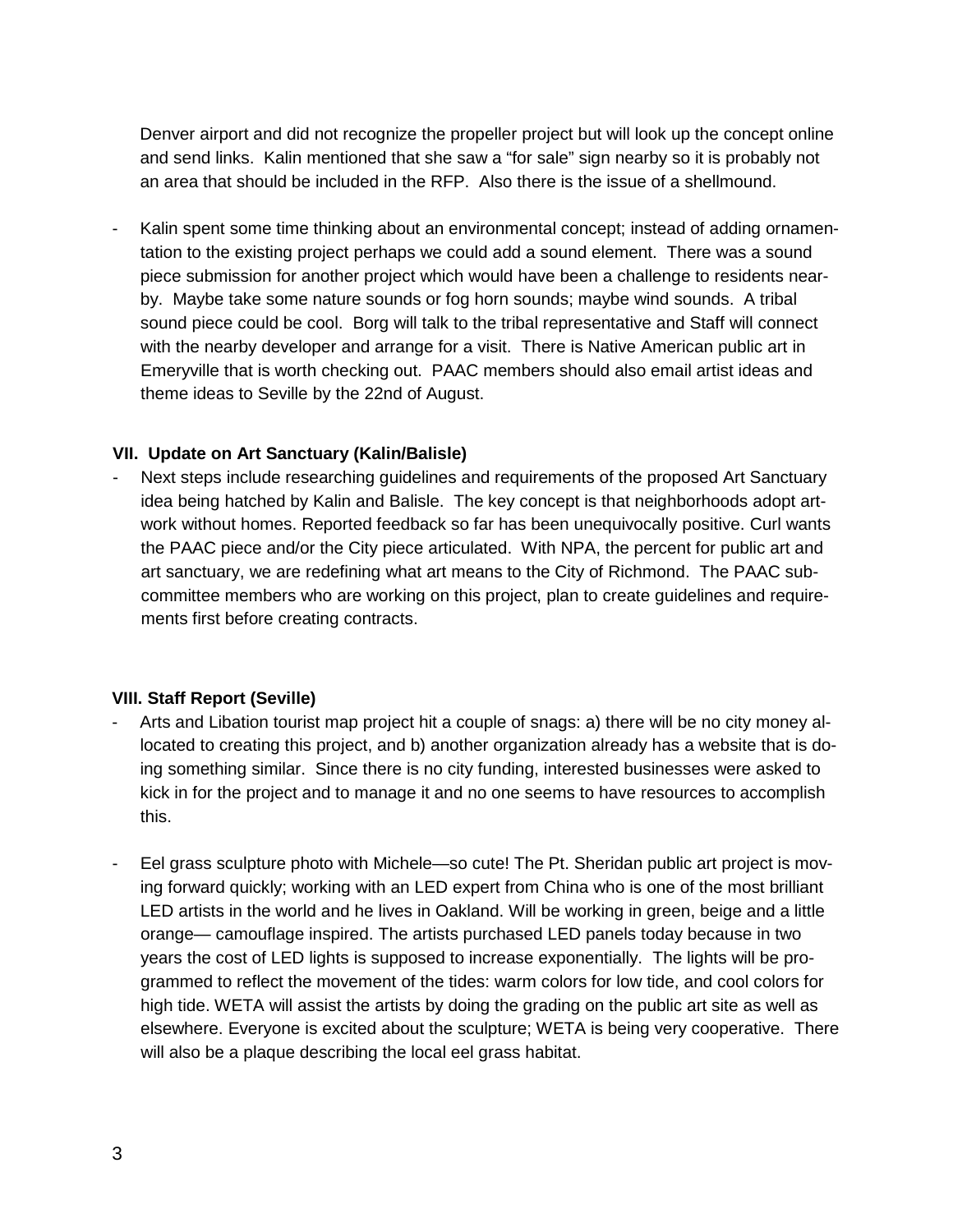Denver airport and did not recognize the propeller project but will look up the concept online and send links. Kalin mentioned that she saw a "for sale" sign nearby so it is probably not an area that should be included in the RFP. Also there is the issue of a shellmound.

- Kalin spent some time thinking about an environmental concept; instead of adding ornamentation to the existing project perhaps we could add a sound element. There was a sound piece submission for another project which would have been a challenge to residents nearby. Maybe take some nature sounds or fog horn sounds; maybe wind sounds. A tribal sound piece could be cool. Borg will talk to the tribal representative and Staff will connect with the nearby developer and arrange for a visit. There is Native American public art in Emeryville that is worth checking out. PAAC members should also email artist ideas and theme ideas to Seville by the 22nd of August.

**VII. Update on Art Sanctuary (Kalin/Balisle)**

- Next steps include researching guidelines and requirements of the proposed Art Sanctuary idea being hatched by Kalin and Balisle. The key concept is that neighborhoods adopt artwork without homes. Reported feedback so far has been unequivocally positive. Curl wants the PAAC piece and/or the City piece articulated. With NPA, the percent for public art and art sanctuary, we are redefining what art means to the City of Richmond. The PAAC subcommittee members who are working on this project, plan to create guidelines and requirements first before creating contracts.

**VIII. Staff Report (Seville)**

- Arts and Libation tourist map project hit a couple of snags: a) there will be no city money allocated to creating this project, and b) another organization already has a website that is doing something similar. Since there is no city funding, interested businesses were asked to kick in for the project and to manage it and no one seems to have resources to accomplish this.

- Eel grass sculpture photo with Michele—so cute! The Pt. Sheridan public art project is moving forward quickly; working with an LED expert from China who is one of the most brilliant LED artists in the world and he lives in Oakland. Will be working in green, beige and a little orange— camouflage inspired. The artists purchased LED panels today because in two years the cost of LED lights is supposed to increase exponentially. The lights will be programmed to reflect the movement of the tides: warm colors for low tide, and cool colors for high tide. WETA will assist the artists by doing the grading on the public art site as well as elsewhere. Everyone is excited about the sculpture; WETA is being very cooperative. There will also be a plaque describing the local eel grass habitat.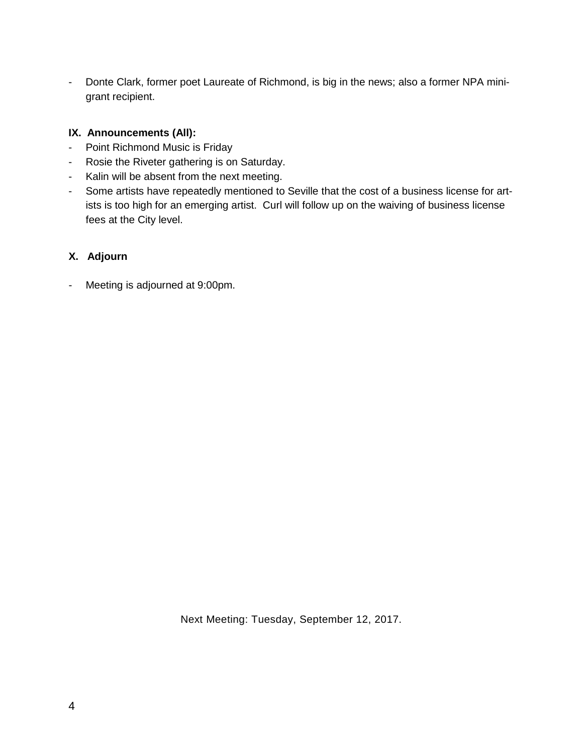- Donte Clark, former poet Laureate of Richmond, is big in the news; also a former NPA mini-grant recipient.

### IX. Announcements (All):

- Point Richmond Music is Friday
- Rosie the Riveter gathering is on Saturday.
- Kalin will be absent from the next meeting.
- Some artists have repeatedly mentioned to Seville that the cost of a business license for artists is too high for an emerging artist. Curl will follow up on the waiving of business license fees at the City level.

### X. Adjourn

- Meeting is adjourned at 9:00pm.

Next Meeting: Tuesday, September 12, 2017.